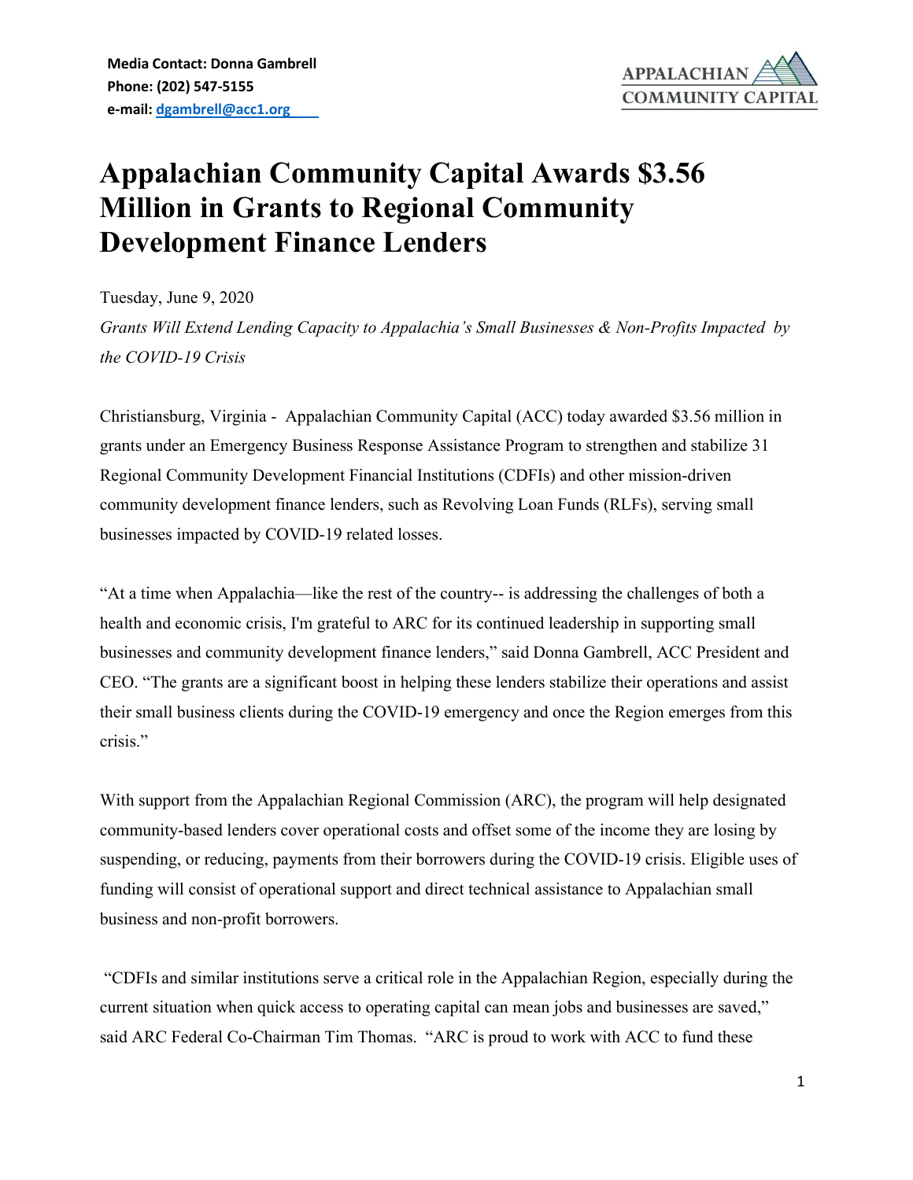Media Contact: Donna Gambrell
Phone: (202) 547-5155
e-mail: dgambrell@acc1.org

APPALACHIAN COMMUNITY CAPITAL

# Appalachian Community Capital Awards $3.56 Million in Grants to Regional Community Development Finance Lenders

Tuesday, June 9, 2020

*Grants Will Extend Lending Capacity to Appalachia's Small Businesses & Non-Profits Impacted by the COVID-19 Crisis*

Christiansburg, Virginia - Appalachian Community Capital (ACC) today awarded $3.56 million in grants under an Emergency Business Response Assistance Program to strengthen and stabilize 31 Regional Community Development Financial Institutions (CDFIs) and other mission-driven community development finance lenders, such as Revolving Loan Funds (RLFs), serving small businesses impacted by COVID-19 related losses.

"At a time when Appalachia—like the rest of the country-- is addressing the challenges of both a health and economic crisis, I'm grateful to ARC for its continued leadership in supporting small businesses and community development finance lenders," said Donna Gambrell, ACC President and CEO. "The grants are a significant boost in helping these lenders stabilize their operations and assist their small business clients during the COVID-19 emergency and once the Region emerges from this crisis."

With support from the Appalachian Regional Commission (ARC), the program will help designated community-based lenders cover operational costs and offset some of the income they are losing by suspending, or reducing, payments from their borrowers during the COVID-19 crisis. Eligible uses of funding will consist of operational support and direct technical assistance to Appalachian small business and non-profit borrowers.

"CDFIs and similar institutions serve a critical role in the Appalachian Region, especially during the current situation when quick access to operating capital can mean jobs and businesses are saved," said ARC Federal Co-Chairman Tim Thomas. "ARC is proud to work with ACC to fund these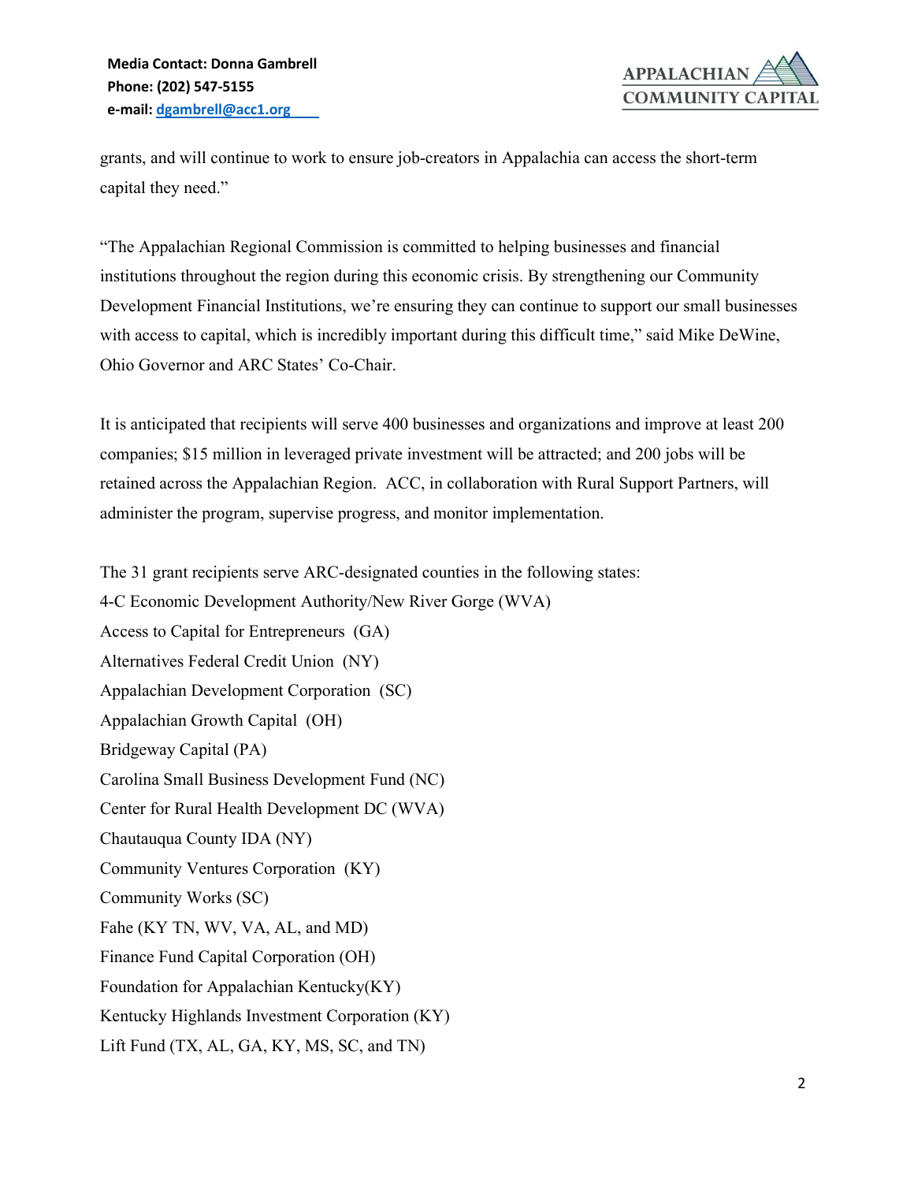grants, and will continue to work to ensure job-creators in Appalachia can access the short-term capital they need."

"The Appalachian Regional Commission is committed to helping businesses and financial institutions throughout the region during this economic crisis. By strengthening our Community Development Financial Institutions, we're ensuring they can continue to support our small businesses with access to capital, which is incredibly important during this difficult time," said Mike DeWine, Ohio Governor and ARC States' Co-Chair.

It is anticipated that recipients will serve 400 businesses and organizations and improve at least 200 companies; $15 million in leveraged private investment will be attracted; and 200 jobs will be retained across the Appalachian Region. ACC, in collaboration with Rural Support Partners, will administer the program, supervise progress, and monitor implementation.

The 31 grant recipients serve ARC-designated counties in the following states:
4-C Economic Development Authority/New River Gorge (WVA)
Access to Capital for Entrepreneurs (GA)
Alternatives Federal Credit Union (NY)
Appalachian Development Corporation (SC)
Appalachian Growth Capital (OH)
Bridgeway Capital (PA)
Carolina Small Business Development Fund (NC)
Center for Rural Health Development DC (WVA)
Chautauqua County IDA (NY)
Community Ventures Corporation (KY)
Community Works (SC)
Fahe (KY TN, WV, VA, AL, and MD)
Finance Fund Capital Corporation (OH)
Foundation for Appalachian Kentucky(KY)
Kentucky Highlands Investment Corporation (KY)
Lift Fund (TX, AL, GA, KY, MS, SC, and TN)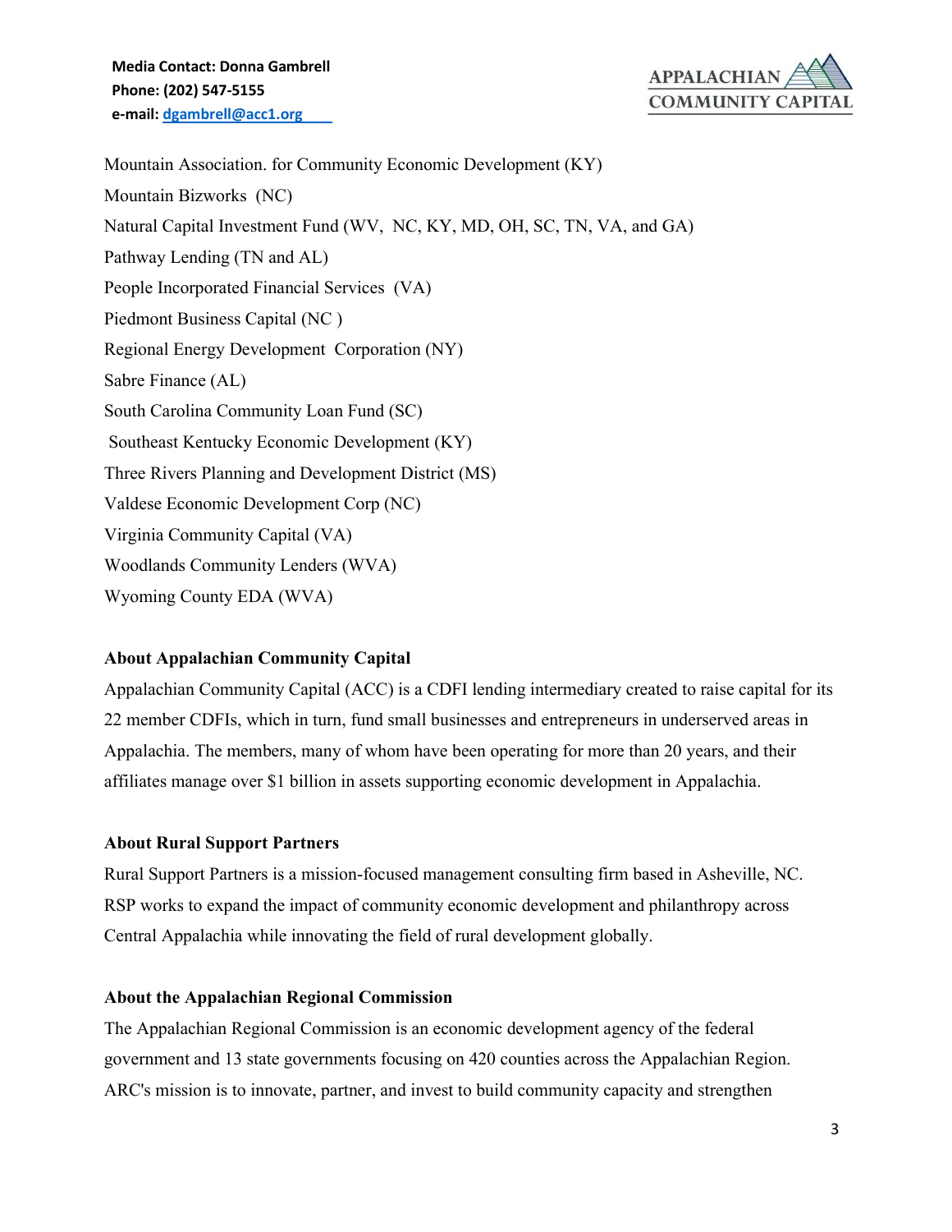Mountain Association. for Community Economic Development (KY)

Mountain Bizworks (NC)

Natural Capital Investment Fund (WV, NC, KY, MD, OH, SC, TN, VA, and GA)

Pathway Lending (TN and AL)

People Incorporated Financial Services (VA)

Piedmont Business Capital (NC )

Regional Energy Development Corporation (NY)

Sabre Finance (AL)

South Carolina Community Loan Fund (SC)

Southeast Kentucky Economic Development (KY)

Three Rivers Planning and Development District (MS)

Valdese Economic Development Corp (NC)

Virginia Community Capital (VA)

Woodlands Community Lenders (WVA)

Wyoming County EDA (WVA)

**About Appalachian Community Capital**

Appalachian Community Capital (ACC) is a CDFI lending intermediary created to raise capital for its 22 member CDFIs, which in turn, fund small businesses and entrepreneurs in underserved areas in Appalachia. The members, many of whom have been operating for more than 20 years, and their affiliates manage over $1 billion in assets supporting economic development in Appalachia.

**About Rural Support Partners**

Rural Support Partners is a mission-focused management consulting firm based in Asheville, NC. RSP works to expand the impact of community economic development and philanthropy across Central Appalachia while innovating the field of rural development globally.

**About the Appalachian Regional Commission**

The Appalachian Regional Commission is an economic development agency of the federal government and 13 state governments focusing on 420 counties across the Appalachian Region. ARC's mission is to innovate, partner, and invest to build community capacity and strengthen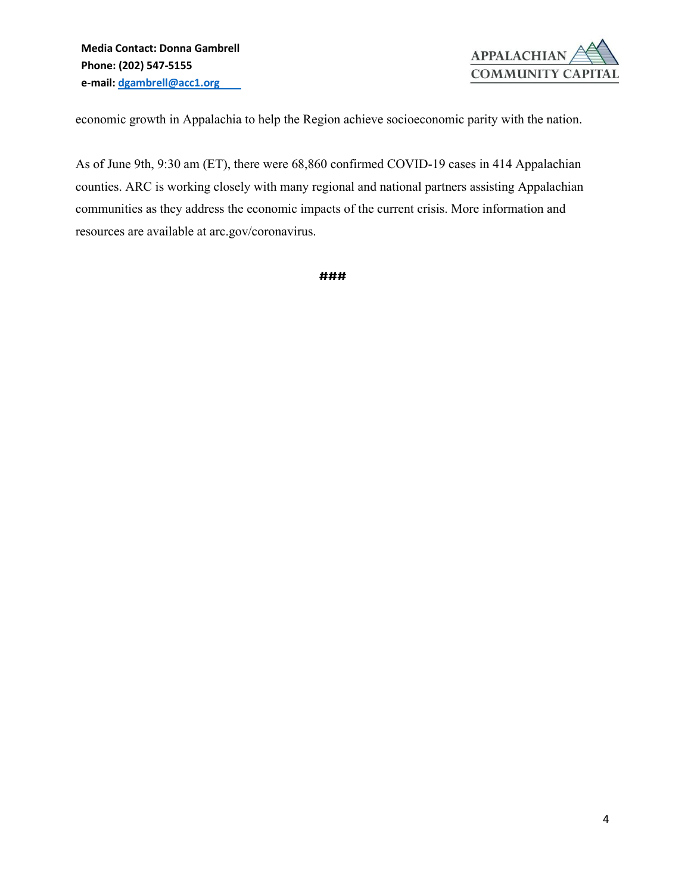economic growth in Appalachia to help the Region achieve socioeconomic parity with the nation.

As of June 9th, 9:30 am (ET), there were 68,860 confirmed COVID-19 cases in 414 Appalachian counties. ARC is working closely with many regional and national partners assisting Appalachian communities as they address the economic impacts of the current crisis. More information and resources are available at arc.gov/coronavirus.

###